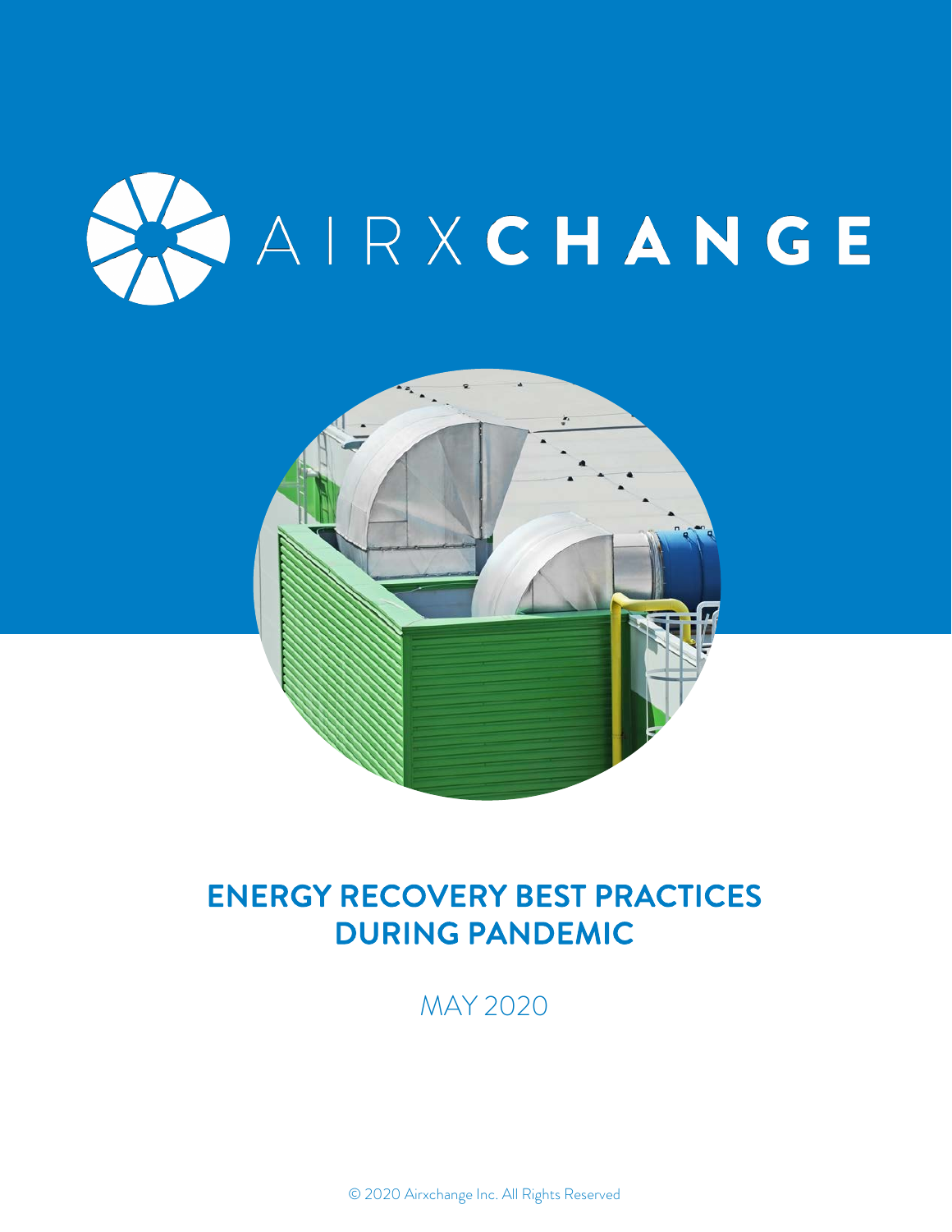AIRXCHANGE

# ENERGY RECOVERY BEST PRACTICES DURING PANDEMIC

MAY 2020

© 2020 Airxchange Inc. All Rights Reserved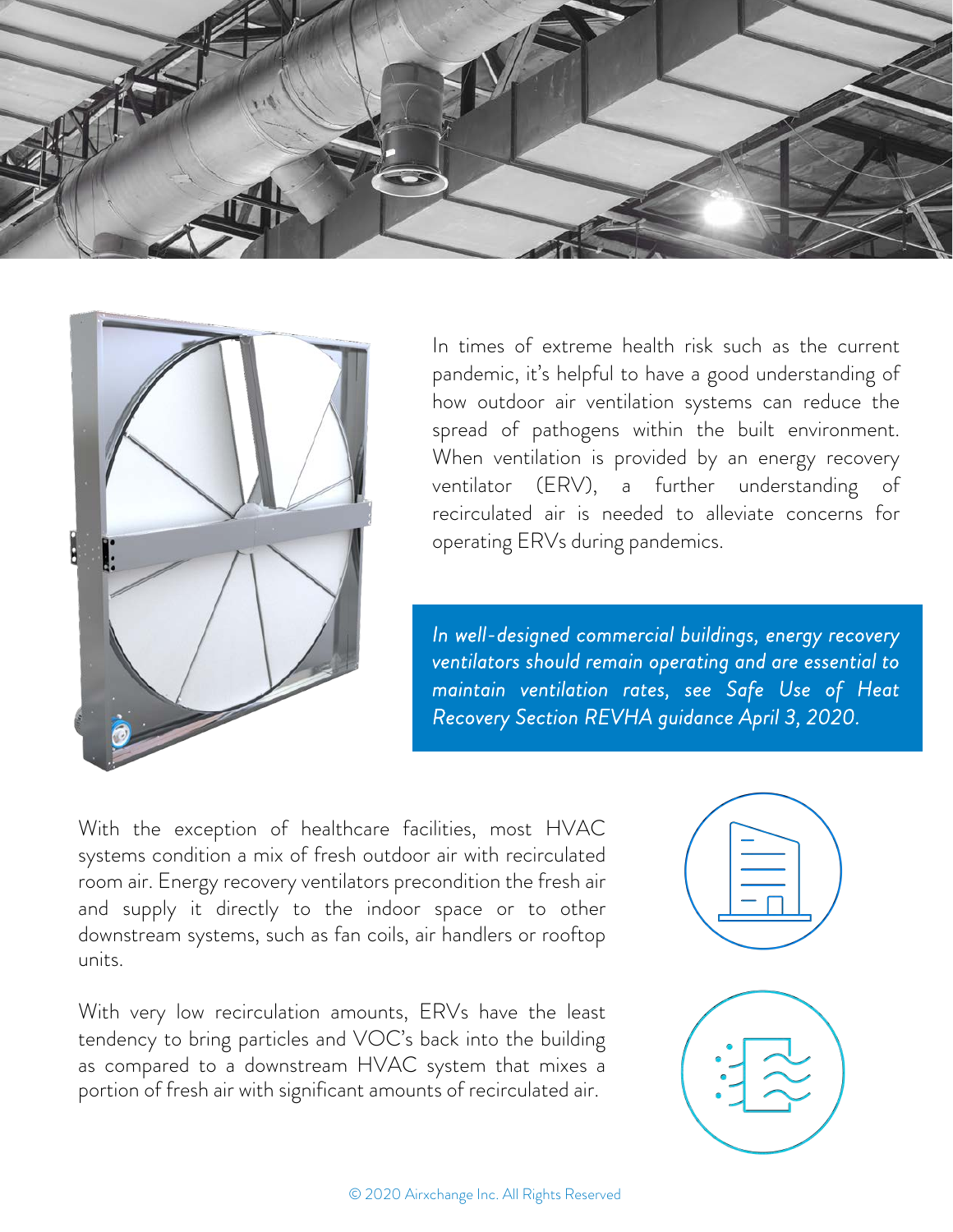In times of extreme health risk such as the current pandemic, it's helpful to have a good understanding of how outdoor air ventilation systems can reduce the spread of pathogens within the built environment. When ventilation is provided by an energy recovery ventilator (ERV), a further understanding of recirculated air is needed to alleviate concerns for operating ERVs during pandemics.

*In well-designed commercial buildings, energy recovery ventilators should remain operating and are essential to maintain ventilation rates, see Safe Use of Heat Recovery Section REVHA guidance April 3, 2020.*

With the exception of healthcare facilities, most HVAC systems condition a mix of fresh outdoor air with recirculated room air. Energy recovery ventilators precondition the fresh air and supply it directly to the indoor space or to other downstream systems, such as fan coils, air handlers or rooftop units.

With very low recirculation amounts, ERVs have the least tendency to bring particles and VOC's back into the building as compared to a downstream HVAC system that mixes a portion of fresh air with significant amounts of recirculated air.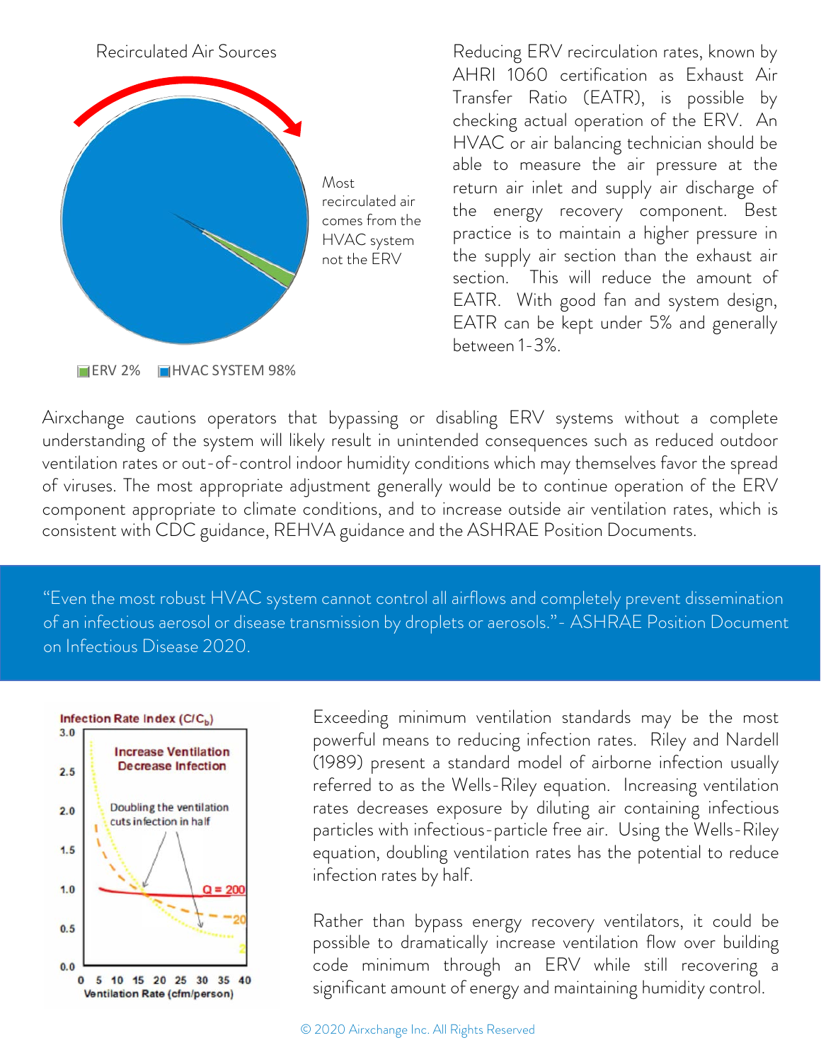Recirculated Air Sources

Most recirculated air comes from the HVAC system not the ERV

ERV 2% HVAC SYSTEM 98%

Reducing ERV recirculation rates, known by AHRI 1060 certification as Exhaust Air Transfer Ratio (EATR), is possible by checking actual operation of the ERV. An HVAC or air balancing technician should be able to measure the air pressure at the return air inlet and supply air discharge of the energy recovery component. Best practice is to maintain a higher pressure in the supply air section than the exhaust air section. This will reduce the amount of EATR. With good fan and system design, EATR can be kept under 5% and generally between 1-3%.

Airxchange cautions operators that bypassing or disabling ERV systems without a complete understanding of the system will likely result in unintended consequences such as reduced outdoor ventilation rates or out-of-control indoor humidity conditions which may themselves favor the spread of viruses. The most appropriate adjustment generally would be to continue operation of the ERV component appropriate to climate conditions, and to increase outside air ventilation rates, which is consistent with CDC guidance, REHVA guidance and the ASHRAE Position Documents.

> "Even the most robust HVAC system cannot control all airflows and completely prevent dissemination of an infectious aerosol or disease transmission by droplets or aerosols." - ASHRAE Position Document on Infectious Disease 2020.

Infection Rate Index ($C/C_b$)

Increase Ventilation Decrease Infection

Doubling the ventilation cuts infection in half

Q = 200

Ventilation Rate (cfm/person)

Exceeding minimum ventilation standards may be the most powerful means to reducing infection rates. Riley and Nardell (1989) present a standard model of airborne infection usually referred to as the Wells-Riley equation. Increasing ventilation rates decreases exposure by diluting air containing infectious particles with infectious-particle free air. Using the Wells-Riley equation, doubling ventilation rates has the potential to reduce infection rates by half.

Rather than bypass energy recovery ventilators, it could be possible to dramatically increase ventilation flow over building code minimum through an ERV while still recovering a significant amount of energy and maintaining humidity control.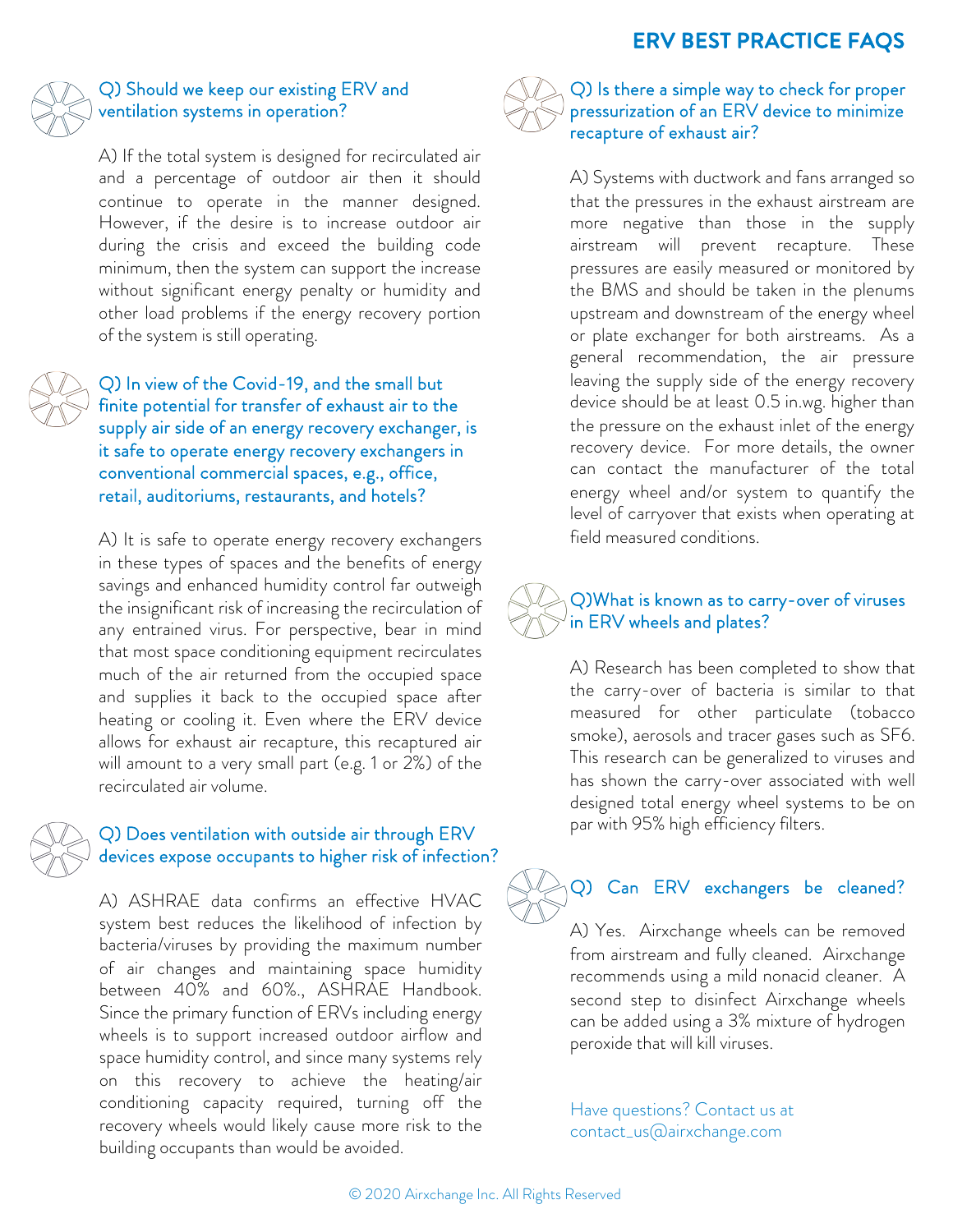# ERV BEST PRACTICE FAQS

### Q) Should we keep our existing ERV and ventilation systems in operation?

A) If the total system is designed for recirculated air and a percentage of outdoor air then it should continue to operate in the manner designed. However, if the desire is to increase outdoor air during the crisis and exceed the building code minimum, then the system can support the increase without significant energy penalty or humidity and other load problems if the energy recovery portion of the system is still operating.

### Q) In view of the Covid-19, and the small but finite potential for transfer of exhaust air to the supply air side of an energy recovery exchanger, is it safe to operate energy recovery exchangers in conventional commercial spaces, e.g., office, retail, auditoriums, restaurants, and hotels?

A) It is safe to operate energy recovery exchangers in these types of spaces and the benefits of energy savings and enhanced humidity control far outweigh the insignificant risk of increasing the recirculation of any entrained virus. For perspective, bear in mind that most space conditioning equipment recirculates much of the air returned from the occupied space and supplies it back to the occupied space after heating or cooling it. Even where the ERV device allows for exhaust air recapture, this recaptured air will amount to a very small part (e.g. 1 or 2%) of the recirculated air volume.

### Q) Does ventilation with outside air through ERV devices expose occupants to higher risk of infection?

A) ASHRAE data confirms an effective HVAC system best reduces the likelihood of infection by bacteria/viruses by providing the maximum number of air changes and maintaining space humidity between 40% and 60%., ASHRAE Handbook. Since the primary function of ERVs including energy wheels is to support increased outdoor airflow and space humidity control, and since many systems rely on this recovery to achieve the heating/air conditioning capacity required, turning off the recovery wheels would likely cause more risk to the building occupants than would be avoided.

### Q) Is there a simple way to check for proper pressurization of an ERV device to minimize recapture of exhaust air?

A) Systems with ductwork and fans arranged so that the pressures in the exhaust airstream are more negative than those in the supply airstream will prevent recapture. These pressures are easily measured or monitored by the BMS and should be taken in the plenums upstream and downstream of the energy wheel or plate exchanger for both airstreams. As a general recommendation, the air pressure leaving the supply side of the energy recovery device should be at least 0.5 in.wg. higher than the pressure on the exhaust inlet of the energy recovery device. For more details, the owner can contact the manufacturer of the total energy wheel and/or system to quantify the level of carryover that exists when operating at field measured conditions.

### Q)What is known as to carry-over of viruses in ERV wheels and plates?

A) Research has been completed to show that the carry-over of bacteria is similar to that measured for other particulate (tobacco smoke), aerosols and tracer gases such as $SF_6$. This research can be generalized to viruses and has shown the carry-over associated with well designed total energy wheel systems to be on par with 95% high efficiency filters.

### Q) Can ERV exchangers be cleaned?

A) Yes. Airxchange wheels can be removed from airstream and fully cleaned. Airxchange recommends using a mild nonacid cleaner. A second step to disinfect Airxchange wheels can be added using a 3% mixture of hydrogen peroxide that will kill viruses.

Have questions? Contact us at contact_us@airxchange.com

© 2020 Airxchange Inc. All Rights Reserved